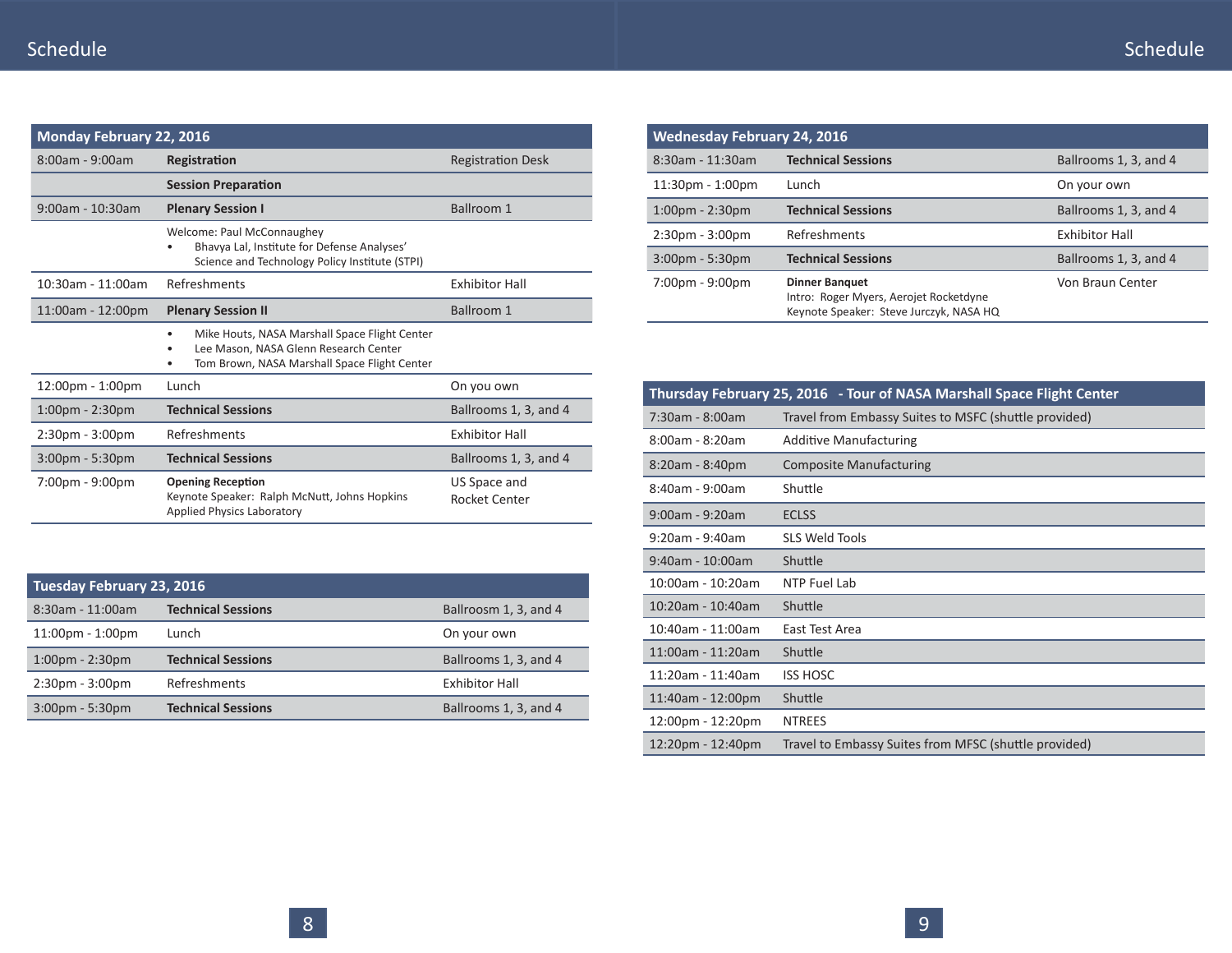## Schedule

| Monday February 22, 2016 | | |
|---|---|---|
| 8:00am - 9:00am | **Registration** | Registration Desk |
| | **Session Preparation** | |
| 9:00am - 10:30am | **Plenary Session I** | Ballroom 1 |
| | Welcome: Paul McConnaughey<br>• Bhavya Lal, Institute for Defense Analyses' Science and Technology Policy Institute (STPI) | |
| 10:30am - 11:00am | Refreshments | Exhibitor Hall |
| 11:00am - 12:00pm | **Plenary Session II** | Ballroom 1 |
| | • Mike Houts, NASA Marshall Space Flight Center<br>• Lee Mason, NASA Glenn Research Center<br>• Tom Brown, NASA Marshall Space Flight Center | |
| 12:00pm - 1:00pm | Lunch | On you own |
| 1:00pm - 2:30pm | **Technical Sessions** | Ballrooms 1, 3, and 4 |
| 2:30pm - 3:00pm | Refreshments | Exhibitor Hall |
| 3:00pm - 5:30pm | **Technical Sessions** | Ballrooms 1, 3, and 4 |
| 7:00pm - 9:00pm | **Opening Reception**<br>Keynote Speaker: Ralph McNutt, Johns Hopkins Applied Physics Laboratory | US Space and Rocket Center |

| Tuesday February 23, 2016 | | |
|---|---|---|
| 8:30am - 11:00am | **Technical Sessions** | Ballroosm 1, 3, and 4 |
| 11:00pm - 1:00pm | Lunch | On your own |
| 1:00pm - 2:30pm | **Technical Sessions** | Ballrooms 1, 3, and 4 |
| 2:30pm - 3:00pm | Refreshments | Exhibitor Hall |
| 3:00pm - 5:30pm | **Technical Sessions** | Ballrooms 1, 3, and 4 |

| Wednesday February 24, 2016 | | |
|---|---|---|
| 8:30am - 11:30am | **Technical Sessions** | Ballrooms 1, 3, and 4 |
| 11:30pm - 1:00pm | Lunch | On your own |
| 1:00pm - 2:30pm | **Technical Sessions** | Ballrooms 1, 3, and 4 |
| 2:30pm - 3:00pm | Refreshments | Exhibitor Hall |
| 3:00pm - 5:30pm | **Technical Sessions** | Ballrooms 1, 3, and 4 |
| 7:00pm - 9:00pm | **Dinner Banquet**<br>Intro: Roger Myers, Aerojet Rocketdyne<br>Keynote Speaker: Steve Jurczyk, NASA HQ | Von Braun Center |

| Thursday February 25, 2016 - Tour of NASA Marshall Space Flight Center | |
|---|---|
| 7:30am - 8:00am | Travel from Embassy Suites to MSFC (shuttle provided) |
| 8:00am - 8:20am | Additive Manufacturing |
| 8:20am - 8:40pm | Composite Manufacturing |
| 8:40am - 9:00am | Shuttle |
| 9:00am - 9:20am | ECLSS |
| 9:20am - 9:40am | SLS Weld Tools |
| 9:40am - 10:00am | Shuttle |
| 10:00am - 10:20am | NTP Fuel Lab |
| 10:20am - 10:40am | Shuttle |
| 10:40am - 11:00am | East Test Area |
| 11:00am - 11:20am | Shuttle |
| 11:20am - 11:40am | ISS HOSC |
| 11:40am - 12:00pm | Shuttle |
| 12:00pm - 12:20pm | NTREES |
| 12:20pm - 12:40pm | Travel to Embassy Suites from MFSC (shuttle provided) |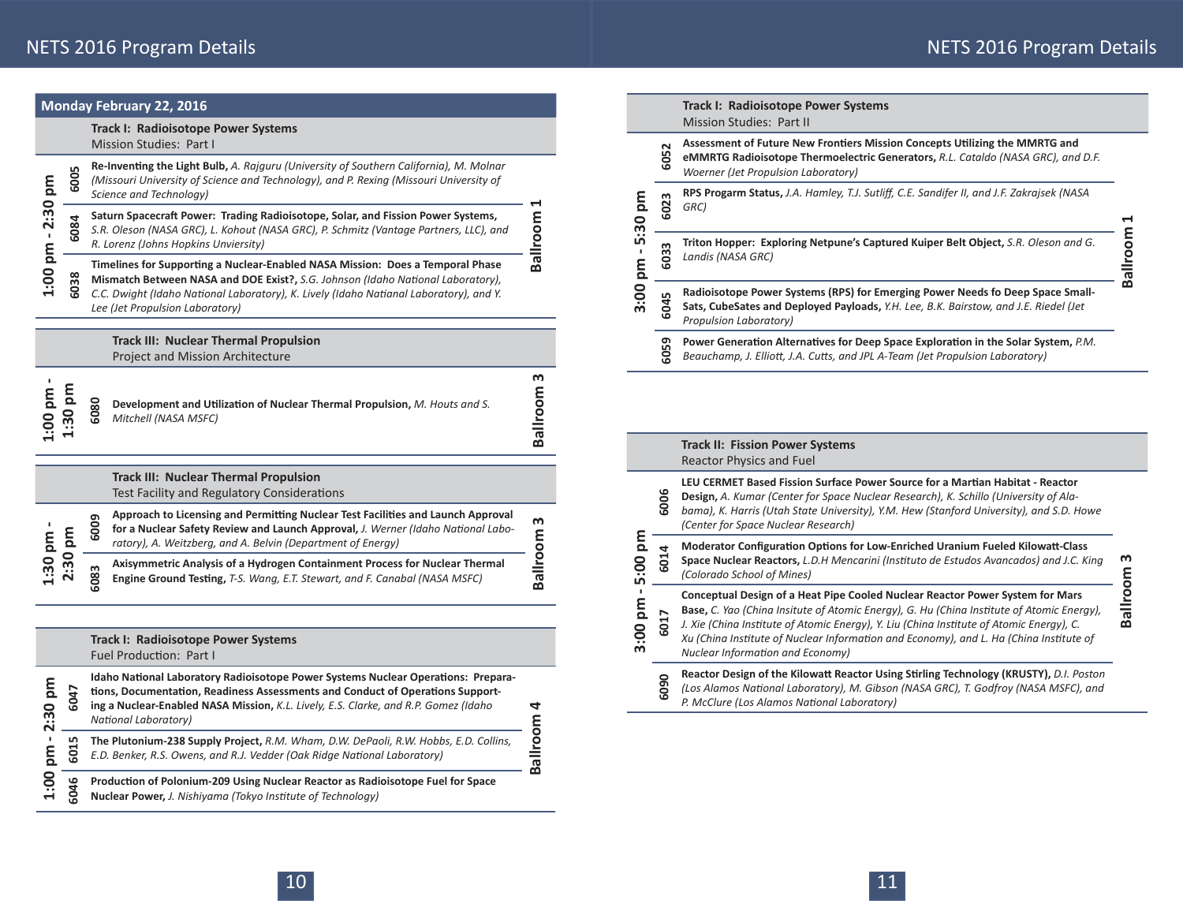## Monday February 22, 2016

### Track I: Radioisotope Power Systems
Mission Studies: Part I

**1:00 pm - 2:30 pm — Ballroom 1**

| ID | Paper |
|---|---|
| 6005 | **Re-Inventing the Light Bulb,** *A. Rajguru (University of Southern California), M. Molnar (Missouri University of Science and Technology), and P. Rexing (Missouri University of Science and Technology)* |
| 6084 | **Saturn Spacecraft Power: Trading Radioisotope, Solar, and Fission Power Systems,** *S.R. Oleson (NASA GRC), L. Kohout (NASA GRC), P. Schmitz (Vantage Partners, LLC), and R. Lorenz (Johns Hopkins Unviersity)* |
| 6038 | **Timelines for Supporting a Nuclear-Enabled NASA Mission: Does a Temporal Phase Mismatch Between NASA and DOE Exist?,** *S.G. Johnson (Idaho National Laboratory), C.C. Dwight (Idaho National Laboratory), K. Lively (Idaho Natianal Laboratory), and Y. Lee (Jet Propulsion Laboratory)* |

### Track III: Nuclear Thermal Propulsion
Project and Mission Architecture

**1:00 pm - 1:30 pm — Ballroom 3**

| ID | Paper |
|---|---|
| 6080 | **Development and Utilization of Nuclear Thermal Propulsion,** *M. Houts and S. Mitchell (NASA MSFC)* |

### Track III: Nuclear Thermal Propulsion
Test Facility and Regulatory Considerations

**1:30 pm - 2:30 pm — Ballroom 3**

| ID | Paper |
|---|---|
| 6009 | **Approach to Licensing and Permitting Nuclear Test Facilities and Launch Approval for a Nuclear Safety Review and Launch Approval,** *J. Werner (Idaho National Laboratory), A. Weitzberg, and A. Belvin (Department of Energy)* |
| 6083 | **Axisymmetric Analysis of a Hydrogen Containment Process for Nuclear Thermal Engine Ground Testing,** *T-S. Wang, E.T. Stewart, and F. Canabal (NASA MSFC)* |

### Track I: Radioisotope Power Systems
Fuel Production: Part I

**1:00 pm - 2:30 pm — Ballroom 4**

| ID | Paper |
|---|---|
| 6047 | **Idaho National Laboratory Radioisotope Power Systems Nuclear Operations: Preparations, Documentation, Readiness Assessments and Conduct of Operations Supporting a Nuclear-Enabled NASA Mission,** *K.L. Lively, E.S. Clarke, and R.P. Gomez (Idaho National Laboratory)* |
| 6015 | **The Plutonium-238 Supply Project,** *R.M. Wham, D.W. DePaoli, R.W. Hobbs, E.D. Collins, E.D. Benker, R.S. Owens, and R.J. Vedder (Oak Ridge National Laboratory)* |
| 6046 | **Production of Polonium-209 Using Nuclear Reactor as Radioisotope Fuel for Space Nuclear Power,** *J. Nishiyama (Tokyo Institute of Technology)* |

### Track I: Radioisotope Power Systems
Mission Studies: Part II

**3:00 pm - 5:30 pm — Ballroom 1**

| ID | Paper |
|---|---|
| 6052 | **Assessment of Future New Frontiers Mission Concepts Utilizing the MMRTG and eMMRTG Radioisotope Thermoelectric Generators,** *R.L. Cataldo (NASA GRC), and D.F. Woerner (Jet Propulsion Laboratory)* |
| 6023 | **RPS Progarm Status,** *J.A. Hamley, T.J. Sutliff, C.E. Sandifer II, and J.F. Zakrajsek (NASA GRC)* |
| 6033 | **Triton Hopper: Exploring Netpune's Captured Kuiper Belt Object,** *S.R. Oleson and G. Landis (NASA GRC)* |
| 6045 | **Radioisotope Power Systems (RPS) for Emerging Power Needs fo Deep Space Small-Sats, CubeSates and Deployed Payloads,** *Y.H. Lee, B.K. Bairstow, and J.E. Riedel (Jet Propulsion Laboratory)* |
| 6059 | **Power Generation Alternatives for Deep Space Exploration in the Solar System,** *P.M. Beauchamp, J. Elliott, J.A. Cutts, and JPL A-Team (Jet Propulsion Laboratory)* |

### Track II: Fission Power Systems
Reactor Physics and Fuel

**3:00 pm - 5:00 pm — Ballroom 3**

| ID | Paper |
|---|---|
| 6006 | **LEU CERMET Based Fission Surface Power Source for a Martian Habitat - Reactor Design,** *A. Kumar (Center for Space Nuclear Research), K. Schillo (University of Alabama), K. Harris (Utah State University), Y.M. Hew (Stanford University), and S.D. Howe (Center for Space Nuclear Research)* |
| 6014 | **Moderator Configuration Options for Low-Enriched Uranium Fueled Kilowatt-Class Space Nuclear Reactors,** *L.D.H Mencarini (Instituto de Estudos Avancados) and J.C. King (Colorado School of Mines)* |
| 6017 | **Conceptual Design of a Heat Pipe Cooled Nuclear Reactor Power System for Mars Base,** *C. Yao (China Insitute of Atomic Energy), G. Hu (China Institute of Atomic Energy), J. Xie (China Institute of Atomic Energy), Y. Liu (China Institute of Atomic Energy), C. Xu (China Institute of Nuclear Information and Economy), and L. Ha (China Institute of Nuclear Information and Economy)* |
| 6090 | **Reactor Design of the Kilowatt Reactor Using Stirling Technology (KRUSTY),** *D.I. Poston (Los Alamos National Laboratory), M. Gibson (NASA GRC), T. Godfroy (NASA MSFC), and P. McClure (Los Alamos National Laboratory)* |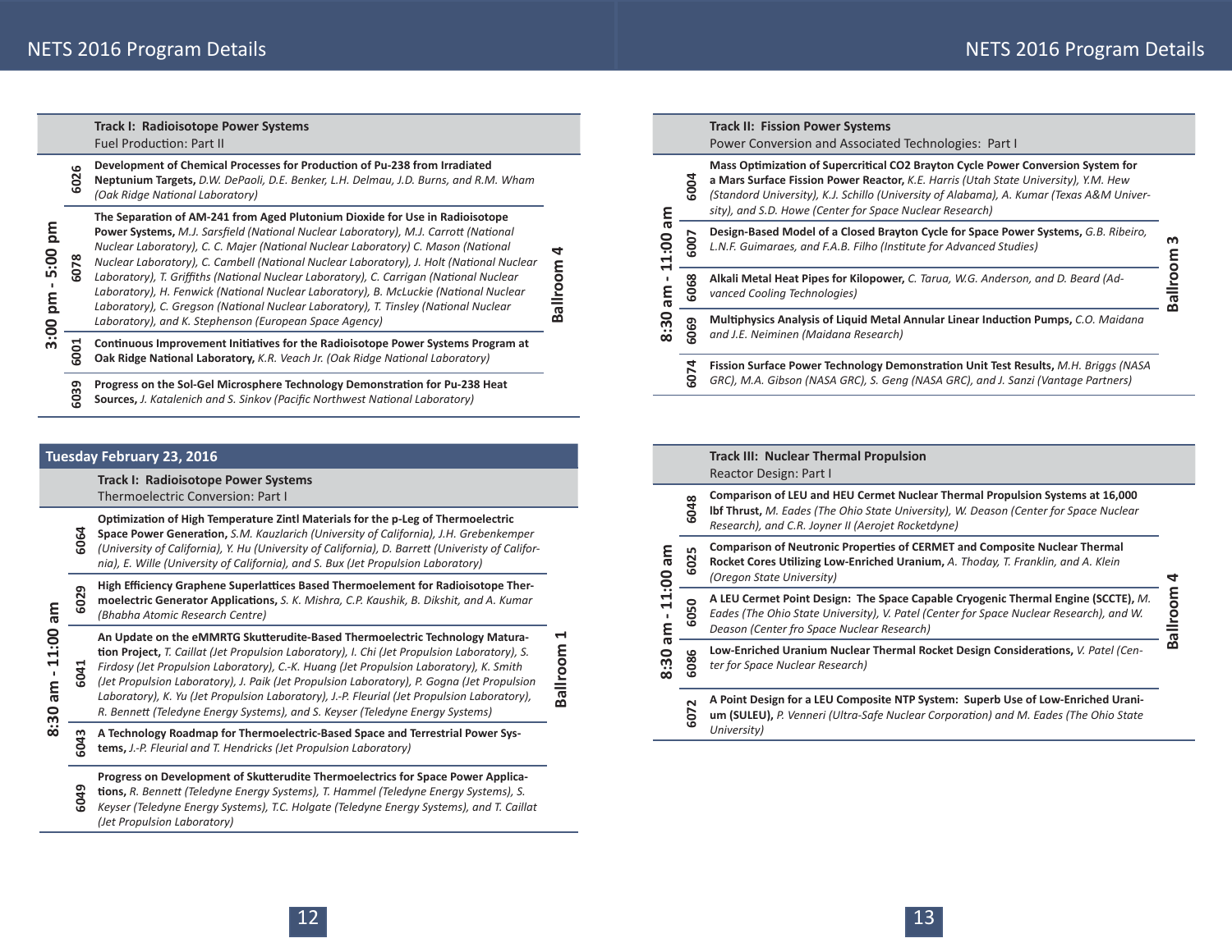### Track I: Radioisotope Power Systems

Fuel Production: Part II

**3:00 pm - 5:00 pm — Ballroom 4**

| ID | Presentation |
|---|---|
| 6026 | **Development of Chemical Processes for Production of Pu-238 from Irradiated Neptunium Targets,** *D.W. DePaoli, D.E. Benker, L.H. Delmau, J.D. Burns, and R.M. Wham (Oak Ridge National Laboratory)* |
| 6078 | **The Separation of AM-241 from Aged Plutonium Dioxide for Use in Radioisotope Power Systems,** *M.J. Sarsfield (National Nuclear Laboratory), M.J. Carrott (National Nuclear Laboratory), C. C. Majer (National Nuclear Laboratory) C. Mason (National Nuclear Laboratory), C. Cambell (National Nuclear Laboratory), J. Holt (National Nuclear Laboratory), T. Griffiths (National Nuclear Laboratory), C. Carrigan (National Nuclear Laboratory), H. Fenwick (National Nuclear Laboratory), B. McLuckie (National Nuclear Laboratory), C. Gregson (National Nuclear Laboratory), T. Tinsley (National Nuclear Laboratory), and K. Stephenson (European Space Agency)* |
| 6001 | **Continuous Improvement Initiatives for the Radioisotope Power Systems Program at Oak Ridge National Laboratory,** *K.R. Veach Jr. (Oak Ridge National Laboratory)* |
| 6039 | **Progress on the Sol-Gel Microsphere Technology Demonstration for Pu-238 Heat Sources,** *J. Katalenich and S. Sinkov (Pacific Northwest National Laboratory)* |

## Tuesday February 23, 2016

### Track I: Radioisotope Power Systems

Thermoelectric Conversion: Part I

**8:30 am - 11:00 am — Ballroom 1**

| ID | Presentation |
|---|---|
| 6064 | **Optimization of High Temperature Zintl Materials for the p-Leg of Thermoelectric Space Power Generation,** *S.M. Kauzlarich (University of California), J.H. Grebenkemper (University of California), Y. Hu (University of California), D. Barrett (Univeristy of California), E. Wille (University of California), and S. Bux (Jet Propulsion Laboratory)* |
| 6029 | **High Efficiency Graphene Superlattices Based Thermoelement for Radioisotope Thermoelectric Generator Applications,** *S. K. Mishra, C.P. Kaushik, B. Dikshit, and A. Kumar (Bhabha Atomic Research Centre)* |
| 6041 | **An Update on the eMMRTG Skutterudite-Based Thermoelectric Technology Maturation Project,** *T. Caillat (Jet Propulsion Laboratory), I. Chi (Jet Propulsion Laboratory), S. Firdosy (Jet Propulsion Laboratory), C.-K. Huang (Jet Propulsion Laboratory), K. Smith (Jet Propulsion Laboratory), J. Paik (Jet Propulsion Laboratory), P. Gogna (Jet Propulsion Laboratory), K. Yu (Jet Propulsion Laboratory), J.-P. Fleurial (Jet Propulsion Laboratory), R. Bennett (Teledyne Energy Systems), and S. Keyser (Teledyne Energy Systems)* |
| 6043 | **A Technology Roadmap for Thermoelectric-Based Space and Terrestrial Power Systems,** *J.-P. Fleurial and T. Hendricks (Jet Propulsion Laboratory)* |
| 6049 | **Progress on Development of Skutterudite Thermoelectrics for Space Power Applications,** *R. Bennett (Teledyne Energy Systems), T. Hammel (Teledyne Energy Systems), S. Keyser (Teledyne Energy Systems), T.C. Holgate (Teledyne Energy Systems), and T. Caillat (Jet Propulsion Laboratory)* |

### Track II: Fission Power Systems

Power Conversion and Associated Technologies: Part I

**8:30 am - 11:00 am — Ballroom 3**

| ID | Presentation |
|---|---|
| 6004 | **Mass Optimization of Supercritical CO2 Brayton Cycle Power Conversion System for a Mars Surface Fission Power Reactor,** *K.E. Harris (Utah State University), Y.M. Hew (Standord University), K.J. Schillo (University of Alabama), A. Kumar (Texas A&M University), and S.D. Howe (Center for Space Nuclear Research)* |
| 6007 | **Design-Based Model of a Closed Brayton Cycle for Space Power Systems,** *G.B. Ribeiro, L.N.F. Guimaraes, and F.A.B. Filho (Institute for Advanced Studies)* |
| 6068 | **Alkali Metal Heat Pipes for Kilopower,** *C. Tarua, W.G. Anderson, and D. Beard (Advanced Cooling Technologies)* |
| 6069 | **Multiphysics Analysis of Liquid Metal Annular Linear Induction Pumps,** *C.O. Maidana and J.E. Neiminen (Maidana Research)* |
| 6074 | **Fission Surface Power Technology Demonstration Unit Test Results,** *M.H. Briggs (NASA GRC), M.A. Gibson (NASA GRC), S. Geng (NASA GRC), and J. Sanzi (Vantage Partners)* |

### Track III: Nuclear Thermal Propulsion

Reactor Design: Part I

**8:30 am - 11:00 am — Ballroom 4**

| ID | Presentation |
|---|---|
| 6048 | **Comparison of LEU and HEU Cermet Nuclear Thermal Propulsion Systems at 16,000 lbf Thrust,** *M. Eades (The Ohio State University), W. Deason (Center for Space Nuclear Research), and C.R. Joyner II (Aerojet Rocketdyne)* |
| 6025 | **Comparison of Neutronic Properties of CERMET and Composite Nuclear Thermal Rocket Cores Utilizing Low-Enriched Uranium,** *A. Thoday, T. Franklin, and A. Klein (Oregon State University)* |
| 6050 | **A LEU Cermet Point Design: The Space Capable Cryogenic Thermal Engine (SCCTE),** *M. Eades (The Ohio State University), V. Patel (Center for Space Nuclear Research), and W. Deason (Center fro Space Nuclear Research)* |
| 6086 | **Low-Enriched Uranium Nuclear Thermal Rocket Design Considerations,** *V. Patel (Center for Space Nuclear Research)* |
| 6072 | **A Point Design for a LEU Composite NTP System: Superb Use of Low-Enriched Uranium (SULEU),** *P. Venneri (Ultra-Safe Nuclear Corporation) and M. Eades (The Ohio State University)* |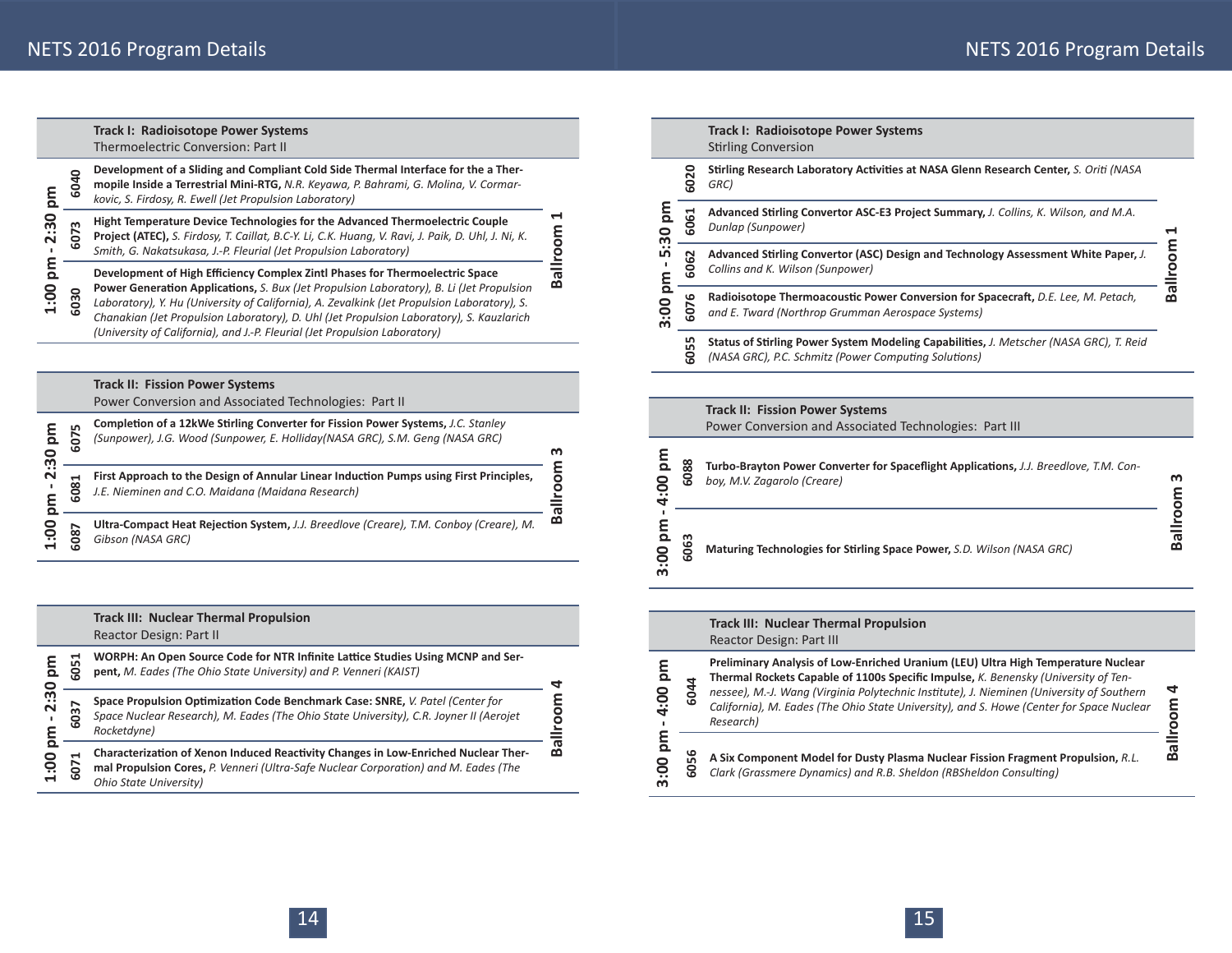### Track I: Radioisotope Power Systems
Thermoelectric Conversion: Part II

**1:00 pm - 2:30 pm — Ballroom 1**

- **6040** — **Development of a Sliding and Compliant Cold Side Thermal Interface for the a Thermopile Inside a Terrestrial Mini-RTG,** *N.R. Keyawa, P. Bahrami, G. Molina, V. Cormarkovic, S. Firdosy, R. Ewell (Jet Propulsion Laboratory)*
- **6073** — **Hight Temperature Device Technologies for the Advanced Thermoelectric Couple Project (ATEC),** *S. Firdosy, T. Caillat, B.C-Y. Li, C.K. Huang, V. Ravi, J. Paik, D. Uhl, J. Ni, K. Smith, G. Nakatsukasa, J.-P. Fleurial (Jet Propulsion Laboratory)*
- **6030** — **Development of High Efficiency Complex Zintl Phases for Thermoelectric Space Power Generation Applications,** *S. Bux (Jet Propulsion Laboratory), B. Li (Jet Propulsion Laboratory), Y. Hu (University of California), A. Zevalkink (Jet Propulsion Laboratory), S. Chanakian (Jet Propulsion Laboratory), D. Uhl (Jet Propulsion Laboratory), S. Kauzlarich (University of California), and J.-P. Fleurial (Jet Propulsion Laboratory)*

### Track II: Fission Power Systems
Power Conversion and Associated Technologies: Part II

**1:00 pm - 2:30 pm — Ballroom 3**

- **6075** — **Completion of a 12kWe Stirling Converter for Fission Power Systems,** *J.C. Stanley (Sunpower), J.G. Wood (Sunpower, E. Holliday(NASA GRC), S.M. Geng (NASA GRC)*
- **6081** — **First Approach to the Design of Annular Linear Induction Pumps using First Principles,** *J.E. Nieminen and C.O. Maidana (Maidana Research)*
- **6087** — **Ultra-Compact Heat Rejection System,** *J.J. Breedlove (Creare), T.M. Conboy (Creare), M. Gibson (NASA GRC)*

### Track III: Nuclear Thermal Propulsion
Reactor Design: Part II

**1:00 pm - 2:30 pm — Ballroom 4**

- **6051** — **WORPH: An Open Source Code for NTR Infinite Lattice Studies Using MCNP and Serpent,** *M. Eades (The Ohio State University) and P. Venneri (KAIST)*
- **6037** — **Space Propulsion Optimization Code Benchmark Case: SNRE,** *V. Patel (Center for Space Nuclear Research), M. Eades (The Ohio State University), C.R. Joyner II (Aerojet Rocketdyne)*
- **6071** — **Characterization of Xenon Induced Reactivity Changes in Low-Enriched Nuclear Thermal Propulsion Cores,** *P. Venneri (Ultra-Safe Nuclear Corporation) and M. Eades (The Ohio State University)*

### Track I: Radioisotope Power Systems
Stirling Conversion

**3:00 pm - 5:30 pm — Ballroom 1**

- **6020** — **Stirling Research Laboratory Activities at NASA Glenn Research Center,** *S. Oriti (NASA GRC)*
- **6061** — **Advanced Stirling Convertor ASC-E3 Project Summary,** *J. Collins, K. Wilson, and M.A. Dunlap (Sunpower)*
- **6062** — **Advanced Stirling Convertor (ASC) Design and Technology Assessment White Paper,** *J. Collins and K. Wilson (Sunpower)*
- **6076** — **Radioisotope Thermoacoustic Power Conversion for Spacecraft,** *D.E. Lee, M. Petach, and E. Tward (Northrop Grumman Aerospace Systems)*
- **6055** — **Status of Stirling Power System Modeling Capabilities,** *J. Metscher (NASA GRC), T. Reid (NASA GRC), P.C. Schmitz (Power Computing Solutions)*

### Track II: Fission Power Systems
Power Conversion and Associated Technologies: Part III

**3:00 pm - 4:00 pm — Ballroom 3**

- **6088** — **Turbo-Brayton Power Converter for Spaceflight Applications,** *J.J. Breedlove, T.M. Conboy, M.V. Zagarolo (Creare)*
- **6063** — **Maturing Technologies for Stirling Space Power,** *S.D. Wilson (NASA GRC)*

### Track III: Nuclear Thermal Propulsion
Reactor Design: Part III

**3:00 pm - 4:00 pm — Ballroom 4**

- **6044** — **Preliminary Analysis of Low-Enriched Uranium (LEU) Ultra High Temperature Nuclear Thermal Rockets Capable of 1100s Specific Impulse,** *K. Benensky (University of Tennessee), M.-J. Wang (Virginia Polytechnic Institute), J. Nieminen (University of Southern California), M. Eades (The Ohio State University), and S. Howe (Center for Space Nuclear Research)*
- **6056** — **A Six Component Model for Dusty Plasma Nuclear Fission Fragment Propulsion,** *R.L. Clark (Grassmere Dynamics) and R.B. Sheldon (RBSheldon Consulting)*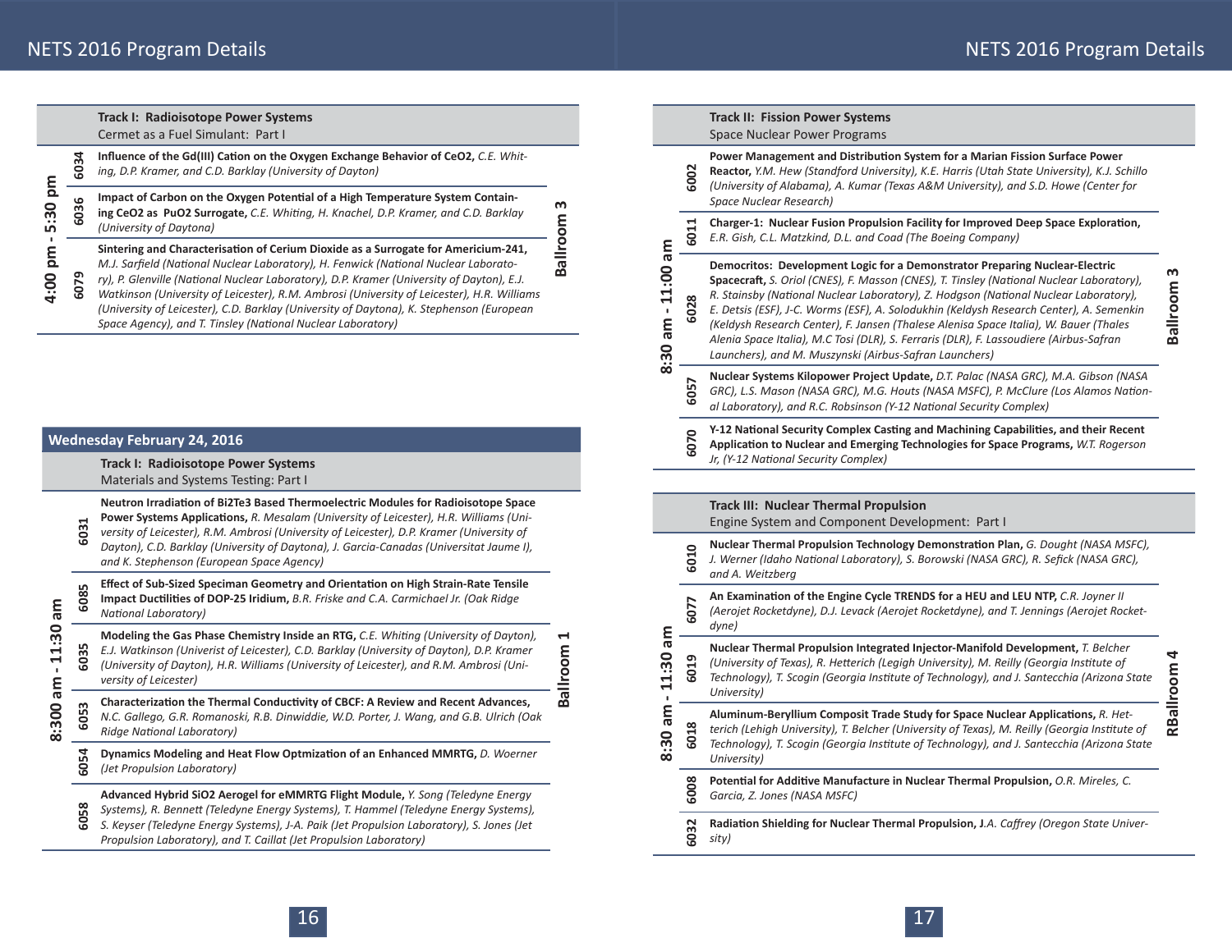## Track I: Radioisotope Power Systems

Cermet as a Fuel Simulant: Part I

**4:00 pm - 5:30 pm — Ballroom 3**

| | |
|---|---|
| 6034 | **Influence of the Gd(III) Cation on the Oxygen Exchange Behavior of CeO2,** *C.E. Whiting, D.P. Kramer, and C.D. Barklay (University of Dayton)* |
| 6036 | **Impact of Carbon on the Oxygen Potential of a High Temperature System Containing CeO2 as PuO2 Surrogate,** *C.E. Whiting, H. Knachel, D.P. Kramer, and C.D. Barklay (University of Daytona)* |
| 6079 | **Sintering and Characterisation of Cerium Dioxide as a Surrogate for Americium-241,** *M.J. Sarfield (National Nuclear Laboratory), H. Fenwick (National Nuclear Laboratory), P. Glenville (National Nuclear Laboratory), D.P. Kramer (University of Dayton), E.J. Watkinson (University of Leicester), R.M. Ambrosi (University of Leicester), H.R. Williams (University of Leicester), C.D. Barklay (University of Daytona), K. Stephenson (European Space Agency), and T. Tinsley (National Nuclear Laboratory)* |

## Wednesday February 24, 2016

### Track I: Radioisotope Power Systems

Materials and Systems Testing: Part I

**8:300 am - 11:30 am — Ballroom 1**

| | |
|---|---|
| 6031 | **Neutron Irradiation of Bi2Te3 Based Thermoelectric Modules for Radioisotope Space Power Systems Applications,** *R. Mesalam (University of Leicester), H.R. Williams (University of Leicester), R.M. Ambrosi (University of Leicester), D.P. Kramer (University of Dayton), C.D. Barklay (University of Daytona), J. Garcia-Canadas (Universitat Jaume I), and K. Stephenson (European Space Agency)* |
| 6085 | **Effect of Sub-Sized Speciman Geometry and Orientation on High Strain-Rate Tensile Impact Ductilities of DOP-25 Iridium,** *B.R. Friske and C.A. Carmichael Jr. (Oak Ridge National Laboratory)* |
| 6035 | **Modeling the Gas Phase Chemistry Inside an RTG,** *C.E. Whiting (University of Dayton), E.J. Watkinson (Univerist of Leicester), C.D. Barklay (University of Dayton), D.P. Kramer (University of Dayton), H.R. Williams (University of Leicester), and R.M. Ambrosi (University of Leicester)* |
| 6053 | **Characterization the Thermal Conductivity of CBCF: A Review and Recent Advances,** *N.C. Gallego, G.R. Romanoski, R.B. Dinwiddie, W.D. Porter, J. Wang, and G.B. Ulrich (Oak Ridge National Laboratory)* |
| 6054 | **Dynamics Modeling and Heat Flow Optmization of an Enhanced MMRTG,** *D. Woerner (Jet Propulsion Laboratory)* |
| 6058 | **Advanced Hybrid SiO2 Aerogel for eMMRTG Flight Module,** *Y. Song (Teledyne Energy Systems), R. Bennett (Teledyne Energy Systems), T. Hammel (Teledyne Energy Systems), S. Keyser (Teledyne Energy Systems), J-A. Paik (Jet Propulsion Laboratory), S. Jones (Jet Propulsion Laboratory), and T. Caillat (Jet Propulsion Laboratory)* |

### Track II: Fission Power Systems

Space Nuclear Power Programs

**8:30 am - 11:00 am — Ballroom 3**

| | |
|---|---|
| 6002 | **Power Management and Distribution System for a Marian Fission Surface Power Reactor,** *Y.M. Hew (Standford University), K.E. Harris (Utah State University), K.J. Schillo (University of Alabama), A. Kumar (Texas A&M University), and S.D. Howe (Center for Space Nuclear Research)* |
| 6011 | **Charger-1: Nuclear Fusion Propulsion Facility for Improved Deep Space Exploration,** *E.R. Gish, C.L. Matzkind, D.L. and Coad (The Boeing Company)* |
| 6028 | **Democritos: Development Logic for a Demonstrator Preparing Nuclear-Electric Spacecraft,** *S. Oriol (CNES), F. Masson (CNES), T. Tinsley (National Nuclear Laboratory), R. Stainsby (National Nuclear Laboratory), Z. Hodgson (National Nuclear Laboratory), E. Detsis (ESF), J-C. Worms (ESF), A. Solodukhin (Keldysh Research Center), A. Semenkin (Keldysh Research Center), F. Jansen (Thalese Alenisa Space Italia), W. Bauer (Thales Alenia Space Italia), M.C Tosi (DLR), S. Ferraris (DLR), F. Lassoudiere (Airbus-Safran Launchers), and M. Muszynski (Airbus-Safran Launchers)* |
| 6057 | **Nuclear Systems Kilopower Project Update,** *D.T. Palac (NASA GRC), M.A. Gibson (NASA GRC), L.S. Mason (NASA GRC), M.G. Houts (NASA MSFC), P. McClure (Los Alamos National Laboratory), and R.C. Robsinson (Y-12 National Security Complex)* |
| 6070 | **Y-12 National Security Complex Casting and Machining Capabilities, and their Recent Application to Nuclear and Emerging Technologies for Space Programs,** *W.T. Rogerson Jr, (Y-12 National Security Complex)* |

### Track III: Nuclear Thermal Propulsion

Engine System and Component Development: Part I

**8:30 am - 11:30 am — RBallroom 4**

| | |
|---|---|
| 6010 | **Nuclear Thermal Propulsion Technology Demonstration Plan,** *G. Dought (NASA MSFC), J. Werner (Idaho National Laboratory), S. Borowski (NASA GRC), R. Sefick (NASA GRC), and A. Weitzberg* |
| 6077 | **An Examination of the Engine Cycle TRENDS for a HEU and LEU NTP,** *C.R. Joyner II (Aerojet Rocketdyne), D.J. Levack (Aerojet Rocketdyne), and T. Jennings (Aerojet Rocketdyne)* |
| 6019 | **Nuclear Thermal Propulsion Integrated Injector-Manifold Development,** *T. Belcher (University of Texas), R. Hetterich (Legigh University), M. Reilly (Georgia Institute of Technology), T. Scogin (Georgia Institute of Technology), and J. Santecchia (Arizona State University)* |
| 6018 | **Aluminum-Beryllium Composit Trade Study for Space Nuclear Applications,** *R. Hetterich (Lehigh University), T. Belcher (University of Texas), M. Reilly (Georgia Institute of Technology), T. Scogin (Georgia Institute of Technology), and J. Santecchia (Arizona State University)* |
| 6008 | **Potential for Additive Manufacture in Nuclear Thermal Propulsion,** *O.R. Mireles, C. Garcia, Z. Jones (NASA MSFC)* |
| 6032 | **Radiation Shielding for Nuclear Thermal Propulsion, J.***A. Caffrey (Oregon State University)* |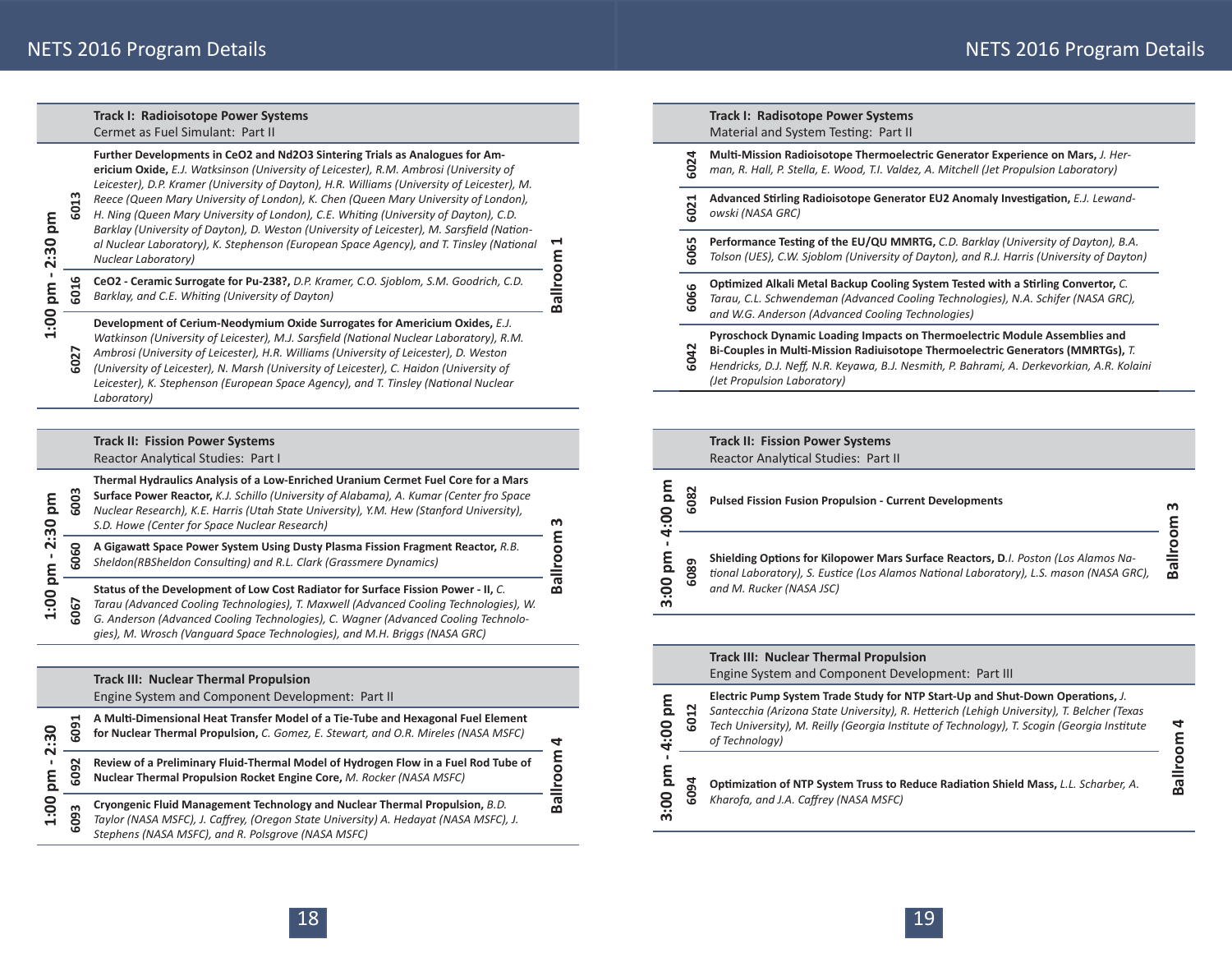## Track I: Radioisotope Power Systems

Cermet as Fuel Simulant: Part II

**1:00 pm - 2:30 pm — Ballroom 1**

| Time | ID | Paper |
| --- | --- | --- |
| 1:00 pm - 2:30 pm | 6013 | **Further Developments in CeO2 and Nd2O3 Sintering Trials as Analogues for Americium Oxide,** *E.J. Watksinson (University of Leicester), R.M. Ambrosi (University of Leicester), D.P. Kramer (University of Dayton), H.R. Williams (University of Leicester), M. Reece (Queen Mary University of London), K. Chen (Queen Mary University of London), H. Ning (Queen Mary University of London), C.E. Whiting (University of Dayton), C.D. Barklay (University of Dayton), D. Weston (University of Leicester), M. Sarsfield (National Nuclear Laboratory), K. Stephenson (European Space Agency), and T. Tinsley (National Nuclear Laboratory)* |
| | 6016 | **CeO2 - Ceramic Surrogate for Pu-238?,** *D.P. Kramer, C.O. Sjoblom, S.M. Goodrich, C.D. Barklay, and C.E. Whiting (University of Dayton)* |
| | 6027 | **Development of Cerium-Neodymium Oxide Surrogates for Americium Oxides,** *E.J. Watkinson (University of Leicester), M.J. Sarsfield (National Nuclear Laboratory), R.M. Ambrosi (University of Leicester), H.R. Williams (University of Leicester), D. Weston (University of Leicester), N. Marsh (University of Leicester), C. Haidon (University of Leicester), K. Stephenson (European Space Agency), and T. Tinsley (National Nuclear Laboratory)* |

## Track II: Fission Power Systems

Reactor Analytical Studies: Part I

**1:00 pm - 2:30 pm — Ballroom 3**

| Time | ID | Paper |
| --- | --- | --- |
| 1:00 pm - 2:30 pm | 6003 | **Thermal Hydraulics Analysis of a Low-Enriched Uranium Cermet Fuel Core for a Mars Surface Power Reactor,** *K.J. Schillo (University of Alabama), A. Kumar (Center fro Space Nuclear Research), K.E. Harris (Utah State University), Y.M. Hew (Stanford University), S.D. Howe (Center for Space Nuclear Research)* |
| | 6060 | **A Gigawatt Space Power System Using Dusty Plasma Fission Fragment Reactor,** *R.B. Sheldon(RBSheldon Consulting) and R.L. Clark (Grassmere Dynamics)* |
| | 6067 | **Status of the Development of Low Cost Radiator for Surface Fission Power - II,** *C. Tarau (Advanced Cooling Technologies), T. Maxwell (Advanced Cooling Technologies), W. G. Anderson (Advanced Cooling Technologies), C. Wagner (Advanced Cooling Technologies), M. Wrosch (Vanguard Space Technologies), and M.H. Briggs (NASA GRC)* |

## Track III: Nuclear Thermal Propulsion

Engine System and Component Development: Part II

**1:00 pm - 2:30 — Ballroom 4**

| Time | ID | Paper |
| --- | --- | --- |
| 1:00 pm - 2:30 | 6091 | **A Multi-Dimensional Heat Transfer Model of a Tie-Tube and Hexagonal Fuel Element for Nuclear Thermal Propulsion,** *C. Gomez, E. Stewart, and O.R. Mireles (NASA MSFC)* |
| | 6092 | **Review of a Preliminary Fluid-Thermal Model of Hydrogen Flow in a Fuel Rod Tube of Nuclear Thermal Propulsion Rocket Engine Core,** *M. Rocker (NASA MSFC)* |
| | 6093 | **Cryogenic Fluid Management Technology and Nuclear Thermal Propulsion,** *B.D. Taylor (NASA MSFC), J. Caffrey, (Oregon State University) A. Hedayat (NASA MSFC), J. Stephens (NASA MSFC), and R. Polsgrove (NASA MSFC)* |

## Track I: Radisotope Power Systems

Material and System Testing: Part II

| ID | Paper |
| --- | --- |
| 6024 | **Multi-Mission Radioisotope Thermoelectric Generator Experience on Mars,** *J. Herman, R. Hall, P. Stella, E. Wood, T.I. Valdez, A. Mitchell (Jet Propulsion Laboratory)* |
| 6021 | **Advanced Stirling Radioisotope Generator EU2 Anomaly Investigation,** *E.J. Lewandowski (NASA GRC)* |
| 6065 | **Performance Testing of the EU/QU MMRTG,** *C.D. Barklay (University of Dayton), B.A. Tolson (UES), C.W. Sjoblom (University of Dayton), and R.J. Harris (University of Dayton)* |
| 6066 | **Optimized Alkali Metal Backup Cooling System Tested with a Stirling Convertor,** *C. Tarau, C.L. Schwendeman (Advanced Cooling Technologies), N.A. Schifer (NASA GRC), and W.G. Anderson (Advanced Cooling Technologies)* |
| 6042 | **Pyroschock Dynamic Loading Impacts on Thermoelectric Module Assemblies and Bi-Couples in Multi-Mission Radiuisotope Thermoelectric Generators (MMRTGs),** *T. Hendricks, D.J. Neff, N.R. Keyawa, B.J. Nesmith, P. Bahrami, A. Derkevorkian, A.R. Kolaini (Jet Propulsion Laboratory)* |

## Track II: Fission Power Systems

Reactor Analytical Studies: Part II

**3:00 pm - 4:00 pm — Ballroom 3**

| Time | ID | Paper |
| --- | --- | --- |
| 3:00 pm - 4:00 pm | 6082 | **Pulsed Fission Fusion Propulsion - Current Developments** |
| | 6089 | **Shielding Options for Kilopower Mars Surface Reactors, D.***I. Poston (Los Alamos National Laboratory), S. Eustice (Los Alamos National Laboratory), L.S. mason (NASA GRC), and M. Rucker (NASA JSC)* |

## Track III: Nuclear Thermal Propulsion

Engine System and Component Development: Part III

**3:00 pm - 4:00 pm — Ballroom 4**

| Time | ID | Paper |
| --- | --- | --- |
| 3:00 pm - 4:00 pm | 6012 | **Electric Pump System Trade Study for NTP Start-Up and Shut-Down Operations,** *J. Santecchia (Arizona State University), R. Hetterich (Lehigh University), T. Belcher (Texas Tech University), M. Reilly (Georgia Institute of Technology), T. Scogin (Georgia Institute of Technology)* |
| | 6094 | **Optimization of NTP System Truss to Reduce Radiation Shield Mass,** *L.L. Scharber, A. Kharofa, and J.A. Caffrey (NASA MSFC)* |